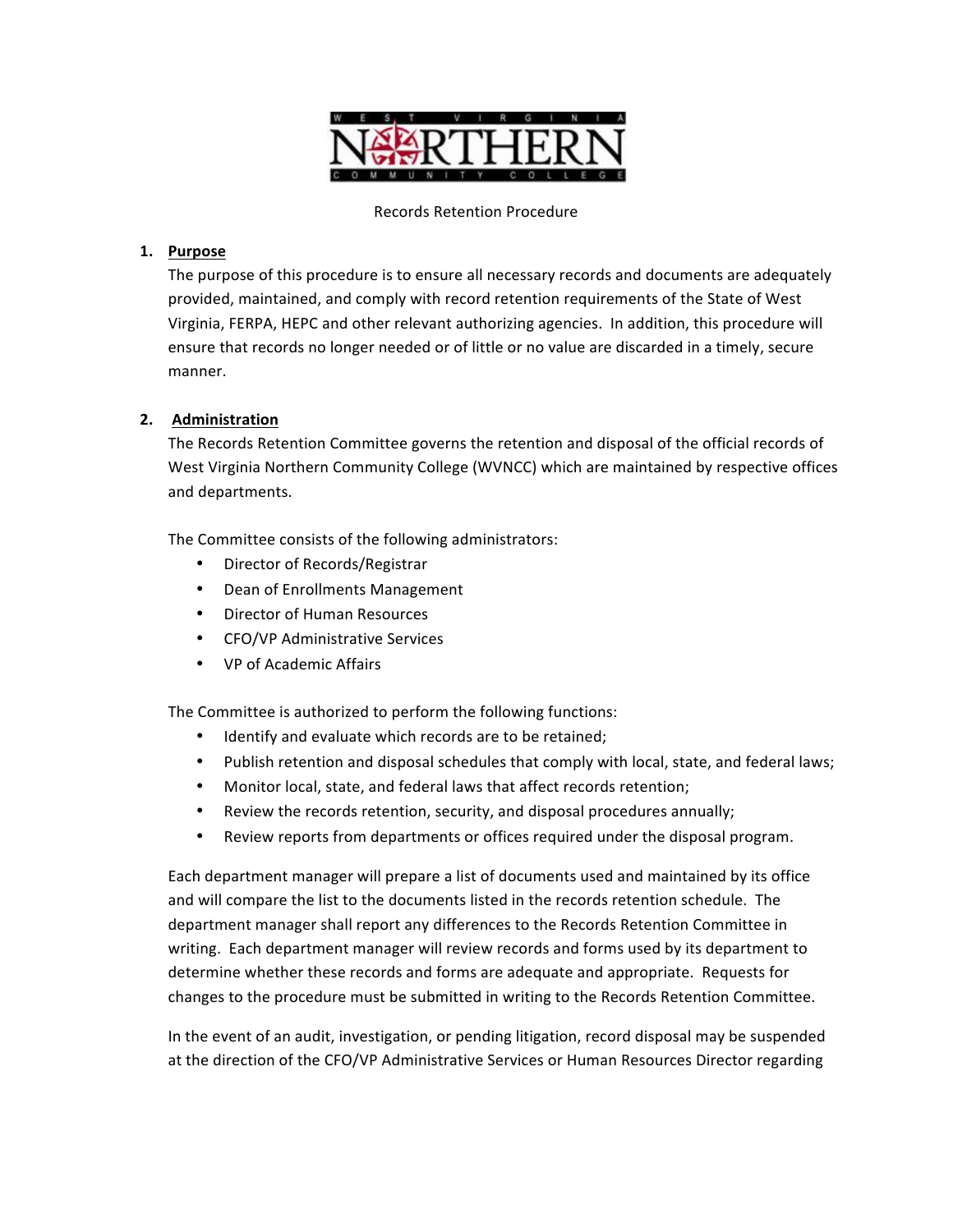# Records Retention Procedure

1. **Purpose**

   The purpose of this procedure is to ensure all necessary records and documents are adequately provided, maintained, and comply with record retention requirements of the State of West Virginia, FERPA, HEPC and other relevant authorizing agencies. In addition, this procedure will ensure that records no longer needed or of little or no value are discarded in a timely, secure manner.

2. **Administration**

   The Records Retention Committee governs the retention and disposal of the official records of West Virginia Northern Community College (WVNCC) which are maintained by respective offices and departments.

   The Committee consists of the following administrators:

   - Director of Records/Registrar
   - Dean of Enrollments Management
   - Director of Human Resources
   - CFO/VP Administrative Services
   - VP of Academic Affairs

   The Committee is authorized to perform the following functions:

   - Identify and evaluate which records are to be retained;
   - Publish retention and disposal schedules that comply with local, state, and federal laws;
   - Monitor local, state, and federal laws that affect records retention;
   - Review the records retention, security, and disposal procedures annually;
   - Review reports from departments or offices required under the disposal program.

   Each department manager will prepare a list of documents used and maintained by its office and will compare the list to the documents listed in the records retention schedule. The department manager shall report any differences to the Records Retention Committee in writing. Each department manager will review records and forms used by its department to determine whether these records and forms are adequate and appropriate. Requests for changes to the procedure must be submitted in writing to the Records Retention Committee.

   In the event of an audit, investigation, or pending litigation, record disposal may be suspended at the direction of the CFO/VP Administrative Services or Human Resources Director regarding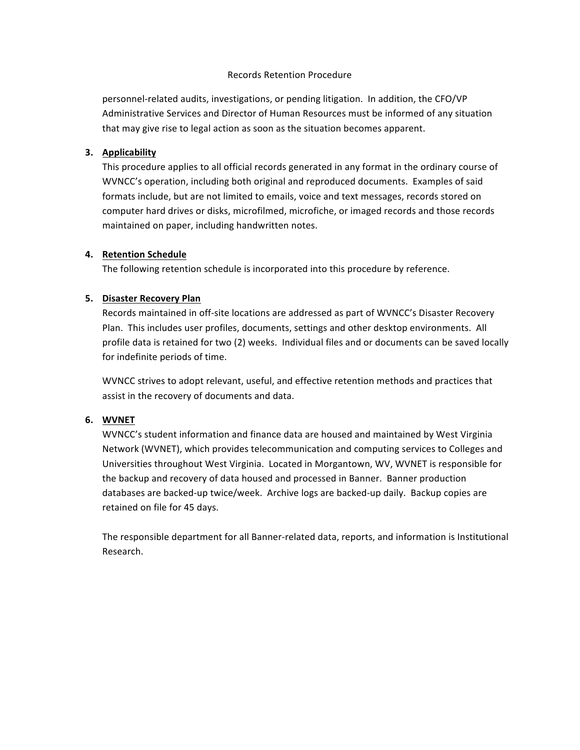personnel-related audits, investigations, or pending litigation. In addition, the CFO/VP Administrative Services and Director of Human Resources must be informed of any situation that may give rise to legal action as soon as the situation becomes apparent.

3. **Applicability**

   This procedure applies to all official records generated in any format in the ordinary course of WVNCC's operation, including both original and reproduced documents. Examples of said formats include, but are not limited to emails, voice and text messages, records stored on computer hard drives or disks, microfilmed, microfiche, or imaged records and those records maintained on paper, including handwritten notes.

4. **Retention Schedule**

   The following retention schedule is incorporated into this procedure by reference.

5. **Disaster Recovery Plan**

   Records maintained in off-site locations are addressed as part of WVNCC's Disaster Recovery Plan. This includes user profiles, documents, settings and other desktop environments. All profile data is retained for two (2) weeks. Individual files and or documents can be saved locally for indefinite periods of time.

   WVNCC strives to adopt relevant, useful, and effective retention methods and practices that assist in the recovery of documents and data.

6. **WVNET**

   WVNCC's student information and finance data are housed and maintained by West Virginia Network (WVNET), which provides telecommunication and computing services to Colleges and Universities throughout West Virginia. Located in Morgantown, WV, WVNET is responsible for the backup and recovery of data housed and processed in Banner. Banner production databases are backed-up twice/week. Archive logs are backed-up daily. Backup copies are retained on file for 45 days.

   The responsible department for all Banner-related data, reports, and information is Institutional Research.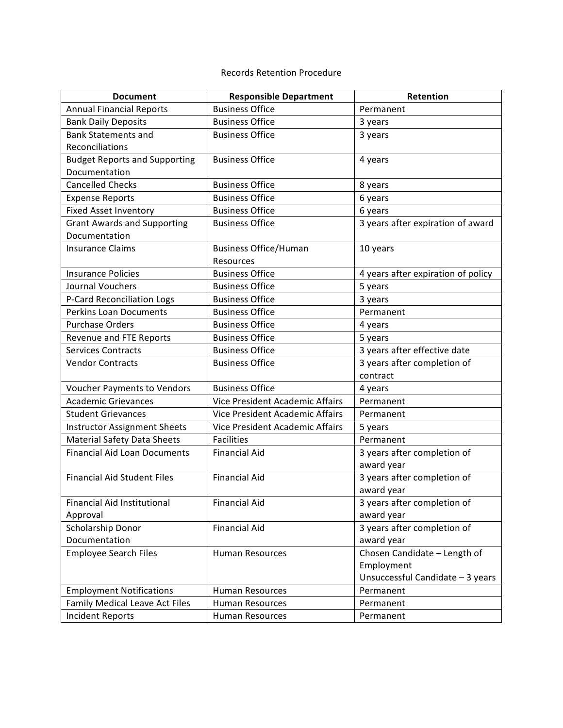Records Retention Procedure

| Document | Responsible Department | Retention |
|---|---|---|
| Annual Financial Reports | Business Office | Permanent |
| Bank Daily Deposits | Business Office | 3 years |
| Bank Statements and Reconciliations | Business Office | 3 years |
| Budget Reports and Supporting Documentation | Business Office | 4 years |
| Cancelled Checks | Business Office | 8 years |
| Expense Reports | Business Office | 6 years |
| Fixed Asset Inventory | Business Office | 6 years |
| Grant Awards and Supporting Documentation | Business Office | 3 years after expiration of award |
| Insurance Claims | Business Office/Human Resources | 10 years |
| Insurance Policies | Business Office | 4 years after expiration of policy |
| Journal Vouchers | Business Office | 5 years |
| P-Card Reconciliation Logs | Business Office | 3 years |
| Perkins Loan Documents | Business Office | Permanent |
| Purchase Orders | Business Office | 4 years |
| Revenue and FTE Reports | Business Office | 5 years |
| Services Contracts | Business Office | 3 years after effective date |
| Vendor Contracts | Business Office | 3 years after completion of contract |
| Voucher Payments to Vendors | Business Office | 4 years |
| Academic Grievances | Vice President Academic Affairs | Permanent |
| Student Grievances | Vice President Academic Affairs | Permanent |
| Instructor Assignment Sheets | Vice President Academic Affairs | 5 years |
| Material Safety Data Sheets | Facilities | Permanent |
| Financial Aid Loan Documents | Financial Aid | 3 years after completion of award year |
| Financial Aid Student Files | Financial Aid | 3 years after completion of award year |
| Financial Aid Institutional Approval | Financial Aid | 3 years after completion of award year |
| Scholarship Donor Documentation | Financial Aid | 3 years after completion of award year |
| Employee Search Files | Human Resources | Chosen Candidate – Length of Employment<br>Unsuccessful Candidate – 3 years |
| Employment Notifications | Human Resources | Permanent |
| Family Medical Leave Act Files | Human Resources | Permanent |
| Incident Reports | Human Resources | Permanent |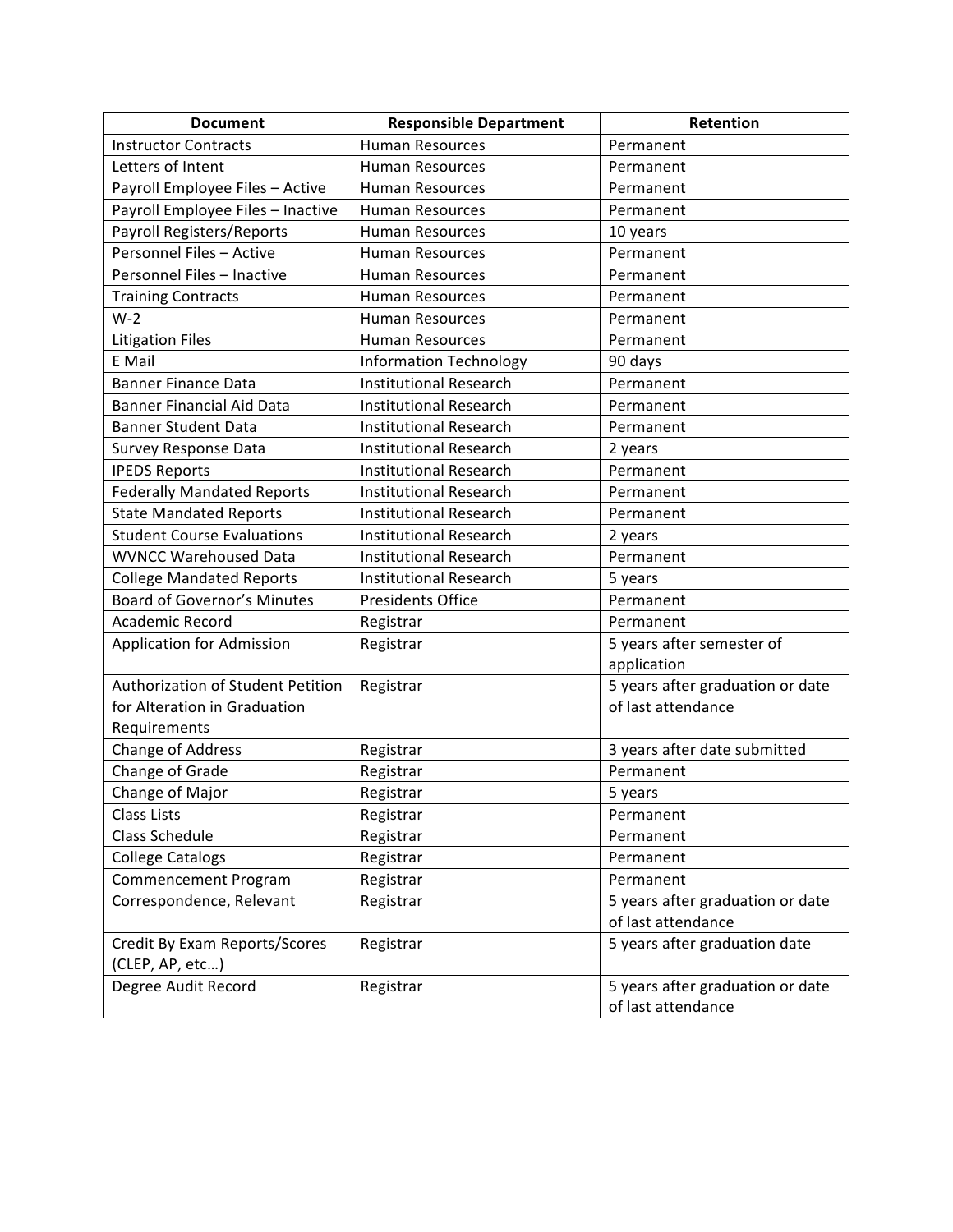| Document | Responsible Department | Retention |
| --- | --- | --- |
| Instructor Contracts | Human Resources | Permanent |
| Letters of Intent | Human Resources | Permanent |
| Payroll Employee Files – Active | Human Resources | Permanent |
| Payroll Employee Files – Inactive | Human Resources | Permanent |
| Payroll Registers/Reports | Human Resources | 10 years |
| Personnel Files – Active | Human Resources | Permanent |
| Personnel Files – Inactive | Human Resources | Permanent |
| Training Contracts | Human Resources | Permanent |
| W-2 | Human Resources | Permanent |
| Litigation Files | Human Resources | Permanent |
| E Mail | Information Technology | 90 days |
| Banner Finance Data | Institutional Research | Permanent |
| Banner Financial Aid Data | Institutional Research | Permanent |
| Banner Student Data | Institutional Research | Permanent |
| Survey Response Data | Institutional Research | 2 years |
| IPEDS Reports | Institutional Research | Permanent |
| Federally Mandated Reports | Institutional Research | Permanent |
| State Mandated Reports | Institutional Research | Permanent |
| Student Course Evaluations | Institutional Research | 2 years |
| WVNCC Warehoused Data | Institutional Research | Permanent |
| College Mandated Reports | Institutional Research | 5 years |
| Board of Governor's Minutes | Presidents Office | Permanent |
| Academic Record | Registrar | Permanent |
| Application for Admission | Registrar | 5 years after semester of application |
| Authorization of Student Petition for Alteration in Graduation Requirements | Registrar | 5 years after graduation or date of last attendance |
| Change of Address | Registrar | 3 years after date submitted |
| Change of Grade | Registrar | Permanent |
| Change of Major | Registrar | 5 years |
| Class Lists | Registrar | Permanent |
| Class Schedule | Registrar | Permanent |
| College Catalogs | Registrar | Permanent |
| Commencement Program | Registrar | Permanent |
| Correspondence, Relevant | Registrar | 5 years after graduation or date of last attendance |
| Credit By Exam Reports/Scores (CLEP, AP, etc…) | Registrar | 5 years after graduation date |
| Degree Audit Record | Registrar | 5 years after graduation or date of last attendance |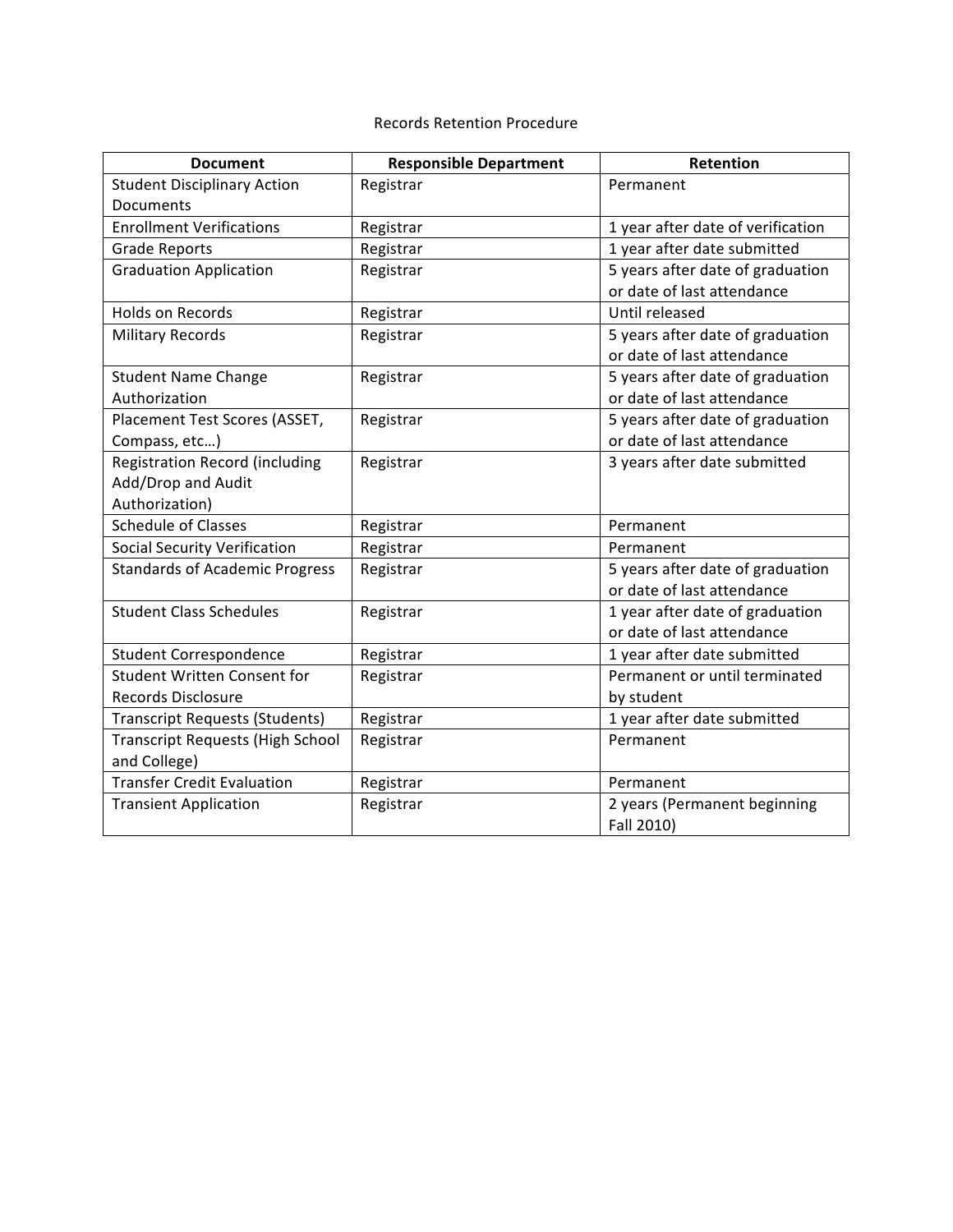Records Retention Procedure

| Document | Responsible Department | Retention |
| --- | --- | --- |
| Student Disciplinary Action Documents | Registrar | Permanent |
| Enrollment Verifications | Registrar | 1 year after date of verification |
| Grade Reports | Registrar | 1 year after date submitted |
| Graduation Application | Registrar | 5 years after date of graduation or date of last attendance |
| Holds on Records | Registrar | Until released |
| Military Records | Registrar | 5 years after date of graduation or date of last attendance |
| Student Name Change Authorization | Registrar | 5 years after date of graduation or date of last attendance |
| Placement Test Scores (ASSET, Compass, etc…) | Registrar | 5 years after date of graduation or date of last attendance |
| Registration Record (including Add/Drop and Audit Authorization) | Registrar | 3 years after date submitted |
| Schedule of Classes | Registrar | Permanent |
| Social Security Verification | Registrar | Permanent |
| Standards of Academic Progress | Registrar | 5 years after date of graduation or date of last attendance |
| Student Class Schedules | Registrar | 1 year after date of graduation or date of last attendance |
| Student Correspondence | Registrar | 1 year after date submitted |
| Student Written Consent for Records Disclosure | Registrar | Permanent or until terminated by student |
| Transcript Requests (Students) | Registrar | 1 year after date submitted |
| Transcript Requests (High School and College) | Registrar | Permanent |
| Transfer Credit Evaluation | Registrar | Permanent |
| Transient Application | Registrar | 2 years (Permanent beginning Fall 2010) |